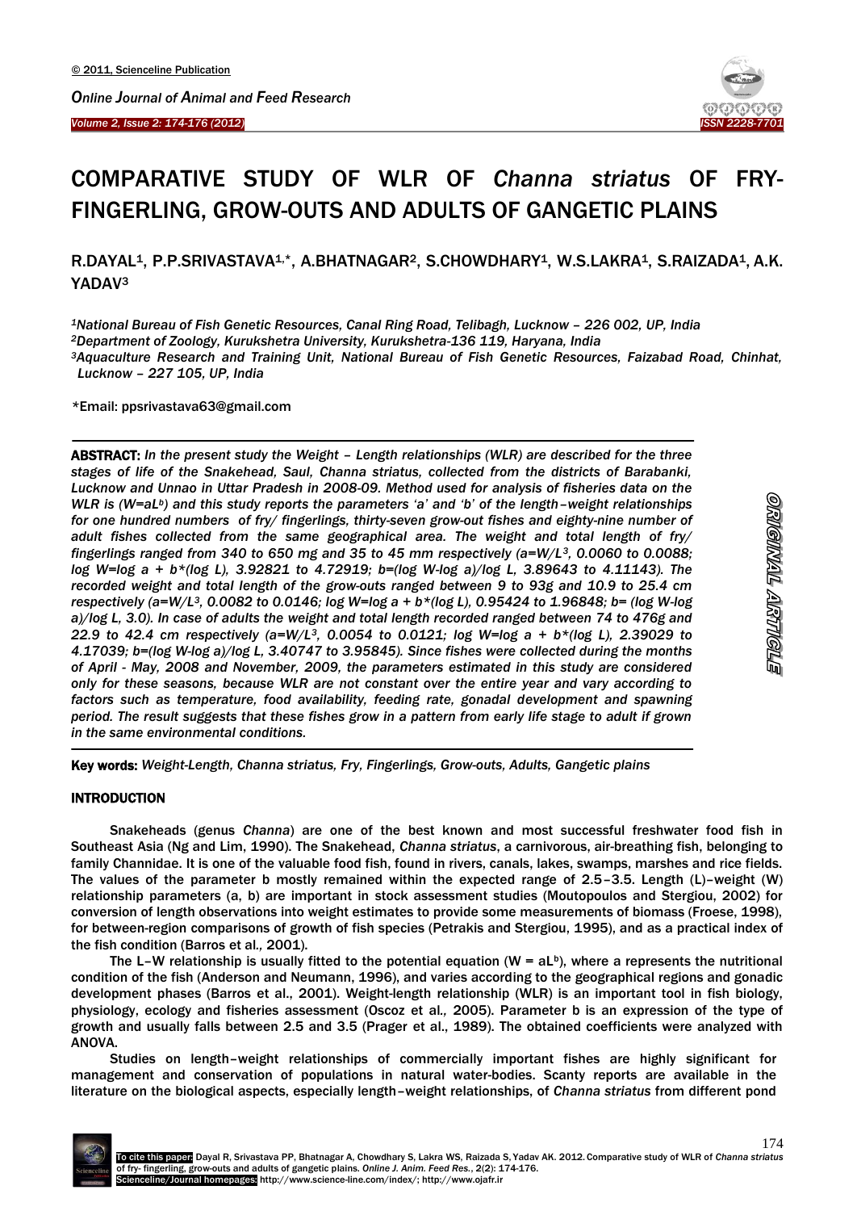# COMPARATIVE STUDY OF WLR OF *Channa striatus* OF FRY-FINGERLING, GROW-OUTS AND ADULTS OF GANGETIC PLAINS

R.DAYAL[1], P.P.SRIVASTAVA[1,*], A.BHATNAGAR[2], S.CHOWDHARY[1], W.S.LAKRA[1], S.RAIZADA[1], A.K. YADAV[3]

[1]*National Bureau of Fish Genetic Resources, Canal Ring Road, Telibagh, Lucknow – 226 002, UP, India*
[2]*Department of Zoology, Kurukshetra University, Kurukshetra-136 119, Haryana, India*
[3]*Aquaculture Research and Training Unit, National Bureau of Fish Genetic Resources, Faizabad Road, Chinhat, Lucknow – 227 105, UP, India*

*Email: ppsrivastava63@gmail.com

ORIGINAL ARTICLE

**ABSTRACT:** *In the present study the Weight – Length relationships (WLR) are described for the three stages of life of the Snakehead, Saul, Channa striatus, collected from the districts of Barabanki, Lucknow and Unnao in Uttar Pradesh in 2008-09. Method used for analysis of fisheries data on the WLR is ($W=aL^b$) and this study reports the parameters 'a' and 'b' of the length–weight relationships for one hundred numbers of fry/ fingerlings, thirty-seven grow-out fishes and eighty-nine number of adult fishes collected from the same geographical area. The weight and total length of fry/ fingerlings ranged from 340 to 650 mg and 35 to 45 mm respectively ($a=W/L^3$, 0.0060 to 0.0088; log W=log a + b\*(log L), 3.92821 to 4.72919; b=(log W-log a)/log L, 3.89643 to 4.11143). The recorded weight and total length of the grow-outs ranged between 9 to 93g and 10.9 to 25.4 cm respectively ($a=W/L^3$, 0.0082 to 0.0146; log W=log a + b\*(log L), 0.95424 to 1.96848; b= (log W-log a)/log L, 3.0). In case of adults the weight and total length recorded ranged between 74 to 476g and 22.9 to 42.4 cm respectively ($a=W/L^3$, 0.0054 to 0.0121; log W=log a + b\*(log L), 2.39029 to 4.17039; b=(log W-log a)/log L, 3.40747 to 3.95845). Since fishes were collected during the months of April - May, 2008 and November, 2009, the parameters estimated in this study are considered only for these seasons, because WLR are not constant over the entire year and vary according to factors such as temperature, food availability, feeding rate, gonadal development and spawning period. The result suggests that these fishes grow in a pattern from early life stage to adult if grown in the same environmental conditions.*

**Key words:** *Weight-Length, Channa striatus, Fry, Fingerlings, Grow-outs, Adults, Gangetic plains*

## INTRODUCTION

Snakeheads (genus *Channa*) are one of the best known and most successful freshwater food fish in Southeast Asia (Ng and Lim, 1990). The Snakehead, *Channa striatus*, a carnivorous, air-breathing fish, belonging to family Channidae. It is one of the valuable food fish, found in rivers, canals, lakes, swamps, marshes and rice fields. The values of the parameter b mostly remained within the expected range of 2.5–3.5. Length (L)–weight (W) relationship parameters (a, b) are important in stock assessment studies (Moutopoulos and Stergiou, 2002) for conversion of length observations into weight estimates to provide some measurements of biomass (Froese, 1998), for between-region comparisons of growth of fish species (Petrakis and Stergiou, 1995), and as a practical index of the fish condition (Barros et al., 2001).

The L–W relationship is usually fitted to the potential equation ($W = aL^b$), where a represents the nutritional condition of the fish (Anderson and Neumann, 1996), and varies according to the geographical regions and gonadic development phases (Barros et al., 2001). Weight-length relationship (WLR) is an important tool in fish biology, physiology, ecology and fisheries assessment (Oscoz et al., 2005). Parameter b is an expression of the type of growth and usually falls between 2.5 and 3.5 (Prager et al., 1989). The obtained coefficients were analyzed with ANOVA.

Studies on length–weight relationships of commercially important fishes are highly significant for management and conservation of populations in natural water-bodies. Scanty reports are available in the literature on the biological aspects, especially length–weight relationships, of *Channa striatus* from different pond

To cite this paper: Dayal R, Srivastava PP, Bhatnagar A, Chowdhury S, Lakra WS, Raizada S, Yadav AK. 2012. Comparative study of WLR of *Channa striatus* of fry- fingerling, grow-outs and adults of gangetic plains. *Online J. Anim. Feed Res.*, 2(2): 174-176.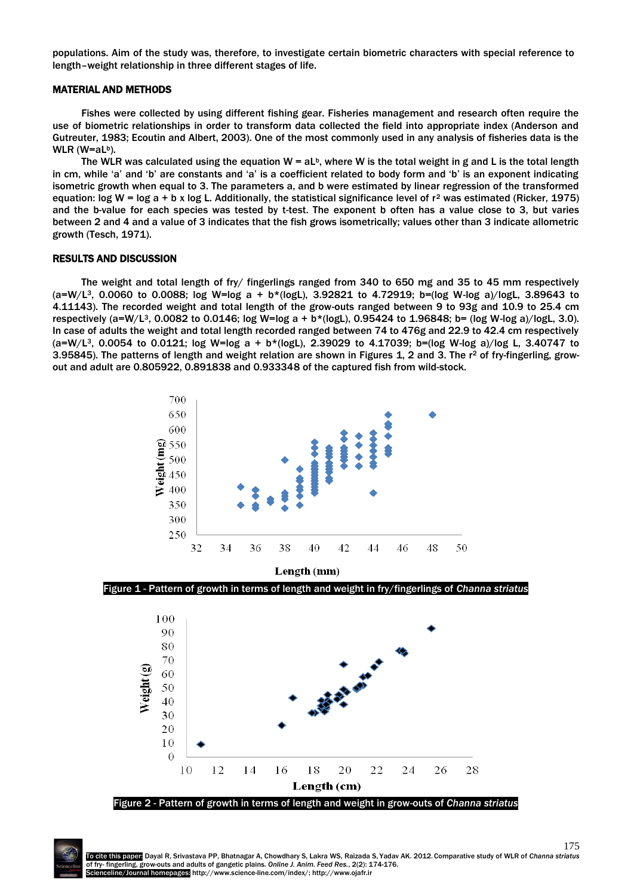populations. Aim of the study was, therefore, to investigate certain biometric characters with special reference to length–weight relationship in three different stages of life.

## MATERIAL AND METHODS

Fishes were collected by using different fishing gear. Fisheries management and research often require the use of biometric relationships in order to transform data collected the field into appropriate index (Anderson and Gutreuter, 1983; Ecoutin and Albert, 2003). One of the most commonly used in any analysis of fisheries data is the WLR ($W=aL^b$).

The WLR was calculated using the equation $W = aL^b$, where W is the total weight in g and L is the total length in cm, while 'a' and 'b' are constants and 'a' is a coefficient related to body form and 'b' is an exponent indicating isometric growth when equal to 3. The parameters a, and b were estimated by linear regression of the transformed equation: $\log W = \log a + b \times \log L$. Additionally, the statistical significance level of $r^2$ was estimated (Ricker, 1975) and the b-value for each species was tested by t-test. The exponent b often has a value close to 3, but varies between 2 and 4 and a value of 3 indicates that the fish grows isometrically; values other than 3 indicate allometric growth (Tesch, 1971).

## RESULTS AND DISCUSSION

The weight and total length of fry/ fingerlings ranged from 340 to 650 mg and 35 to 45 mm respectively ($a=W/L^3$, 0.0060 to 0.0088; $\log W=\log a + b^*(\log L)$, 3.92821 to 4.72919; $b=(\log W-\log a)/\log L$, 3.89643 to 4.11143). The recorded weight and total length of the grow-outs ranged between 9 to 93g and 10.9 to 25.4 cm respectively ($a=W/L^3$, 0.0082 to 0.0146; $\log W=\log a + b^*(\log L)$, 0.95424 to 1.96848; $b= (\log W-\log a)/\log L$, 3.0). In case of adults the weight and total length recorded ranged between 74 to 476g and 22.9 to 42.4 cm respectively ($a=W/L^3$, 0.0054 to 0.0121; $\log W=\log a + b^*(\log L)$, 2.39029 to 4.17039; $b=(\log W-\log a)/\log L$, 3.40747 to 3.95845). The patterns of length and weight relation are shown in Figures 1, 2 and 3. The $r^2$ of fry-fingerling, grow-out and adult are 0.805922, 0.891838 and 0.933348 of the captured fish from wild-stock.

Figure 1 - Pattern of growth in terms of length and weight in fry/fingerlings of *Channa striatus*

Figure 2 - Pattern of growth in terms of length and weight in grow-outs of *Channa striatus*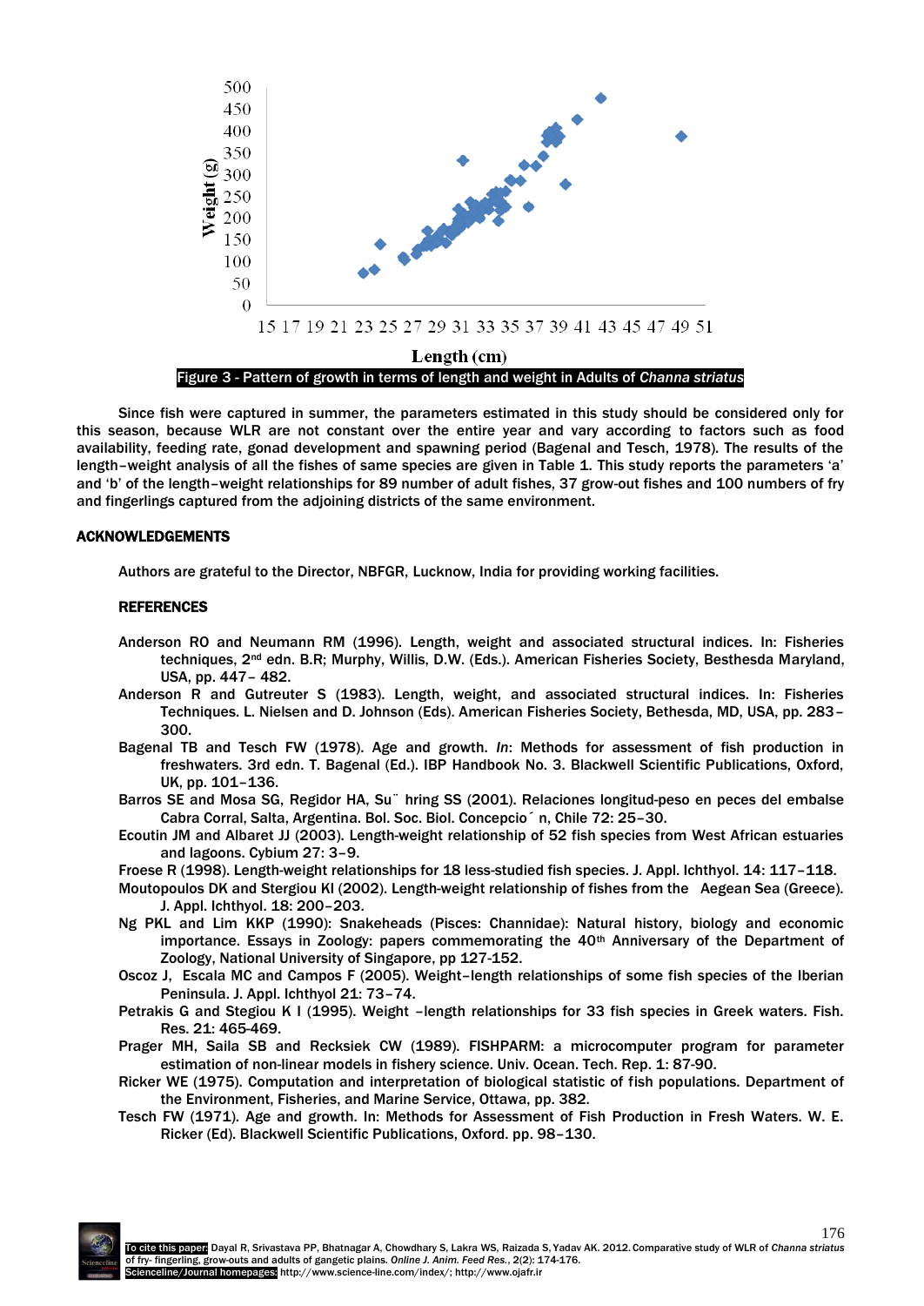500
450
400
350
300
250
200
150
100
50
0

Weight (g)

15 17 19 21 23 25 27 29 31 33 35 37 39 41 43 45 47 49 51

Length (cm)

Figure 3 - Pattern of growth in terms of length and weight in Adults of *Channa striatus*

Since fish were captured in summer, the parameters estimated in this study should be considered only for this season, because WLR are not constant over the entire year and vary according to factors such as food availability, feeding rate, gonad development and spawning period (Bagenal and Tesch, 1978). The results of the length–weight analysis of all the fishes of same species are given in Table 1. This study reports the parameters 'a' and 'b' of the length–weight relationships for 89 number of adult fishes, 37 grow-out fishes and 100 numbers of fry and fingerlings captured from the adjoining districts of the same environment.

## ACKNOWLEDGEMENTS

Authors are grateful to the Director, NBFGR, Lucknow, India for providing working facilities.

## REFERENCES

Anderson RO and Neumann RM (1996). Length, weight and associated structural indices. In: Fisheries techniques, 2nd edn. B.R; Murphy, Willis, D.W. (Eds.). American Fisheries Society, Besthesda Maryland, USA, pp. 447– 482.

Anderson R and Gutreuter S (1983). Length, weight, and associated structural indices. In: Fisheries Techniques. L. Nielsen and D. Johnson (Eds). American Fisheries Society, Bethesda, MD, USA, pp. 283–300.

Bagenal TB and Tesch FW (1978). Age and growth. *In*: Methods for assessment of fish production in freshwaters. 3rd edn. T. Bagenal (Ed.). IBP Handbook No. 3. Blackwell Scientific Publications, Oxford, UK, pp. 101–136.

Barros SE and Mosa SG, Regidor HA, Su¨ hring SS (2001). Relaciones longitud-peso en peces del embalse Cabra Corral, Salta, Argentina. Bol. Soc. Biol. Concepcio´ n, Chile 72: 25–30.

Ecoutin JM and Albaret JJ (2003). Length-weight relationship of 52 fish species from West African estuaries and lagoons. Cybium 27: 3–9.

Froese R (1998). Length-weight relationships for 18 less-studied fish species. J. Appl. Ichthyol. 14: 117–118.

Moutopoulos DK and Stergiou KI (2002). Length-weight relationship of fishes from the Aegean Sea (Greece). J. Appl. Ichthyol. 18: 200–203.

Ng PKL and Lim KKP (1990): Snakeheads (Pisces: Channidae): Natural history, biology and economic importance. Essays in Zoology: papers commemorating the 40th Anniversary of the Department of Zoology, National University of Singapore, pp 127-152.

Oscoz J, Escala MC and Campos F (2005). Weight–length relationships of some fish species of the Iberian Peninsula. J. Appl. Ichthyol 21: 73–74.

Petrakis G and Stegiou K I (1995). Weight –length relationships for 33 fish species in Greek waters. Fish. Res. 21: 465-469.

Prager MH, Saila SB and Recksiek CW (1989). FISHPARM: a microcomputer program for parameter estimation of non-linear models in fishery science. Univ. Ocean. Tech. Rep. 1: 87-90.

Ricker WE (1975). Computation and interpretation of biological statistic of fish populations. Department of the Environment, Fisheries, and Marine Service, Ottawa, pp. 382.

Tesch FW (1971). Age and growth. In: Methods for Assessment of Fish Production in Fresh Waters. W. E. Ricker (Ed). Blackwell Scientific Publications, Oxford. pp. 98–130.